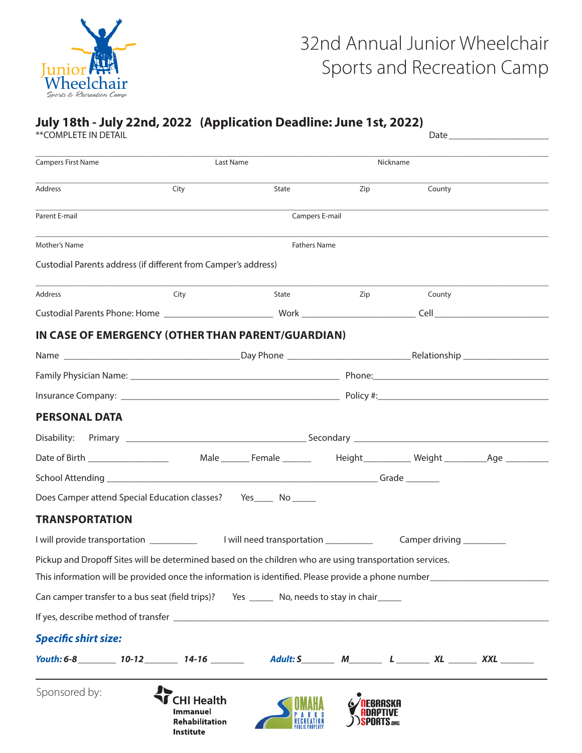# 32nd Annual Junior Wheelchair Sports and Recreation Camp

## July 18th - July 22nd, 2022 (Application Deadline: June 1st, 2022)

**COMPLETE IN DETAIL

Date ____________________

Campers First Name ____________ Last Name ____________ Nickname ____________

Address ____________ City ____________ State ____________ Zip ____________ County ____________

Parent E-mail ____________ Campers E-mail ____________

Mother's Name ____________ Fathers Name ____________

Custodial Parents address (if different from Camper's address)

Address ____________ City ____________ State ____________ Zip ____________ County ____________

Custodial Parents Phone: Home ____________ Work ____________ Cell ____________

## IN CASE OF EMERGENCY (OTHER THAN PARENT/GUARDIAN)

Name ____________ Day Phone ____________ Relationship ____________

Family Physician Name: ____________ Phone: ____________

Insurance Company: ____________ Policy #: ____________

## PERSONAL DATA

Disability: Primary ____________ Secondary ____________

Date of Birth ____________ Male ______ Female ______ Height ______ Weight ______ Age ______

School Attending ____________ Grade ______

Does Camper attend Special Education classes? Yes____ No_____

## TRANSPORTATION

I will provide transportation ________ I will need transportation ________ Camper driving ________

Pickup and Dropoff Sites will be determined based on the children who are using transportation services.

This information will be provided once the information is identified. Please provide a phone number____________

Can camper transfer to a bus seat (field trips)? Yes _____ No, needs to stay in chair_____

If yes, describe method of transfer ____________

***Specific shirt size:***

***Youth: 6-8*** _______ ***10-12*** _______ ***14-16*** _______ ***Adult: S*** _______ ***M*** _______ ***L*** _______ ***XL*** _______ ***XXL*** _______

Sponsored by: CHI Health Immanuel Rehabilitation Institute, Omaha Parks Recreation Public Property, Nebraska Adaptive Sports.org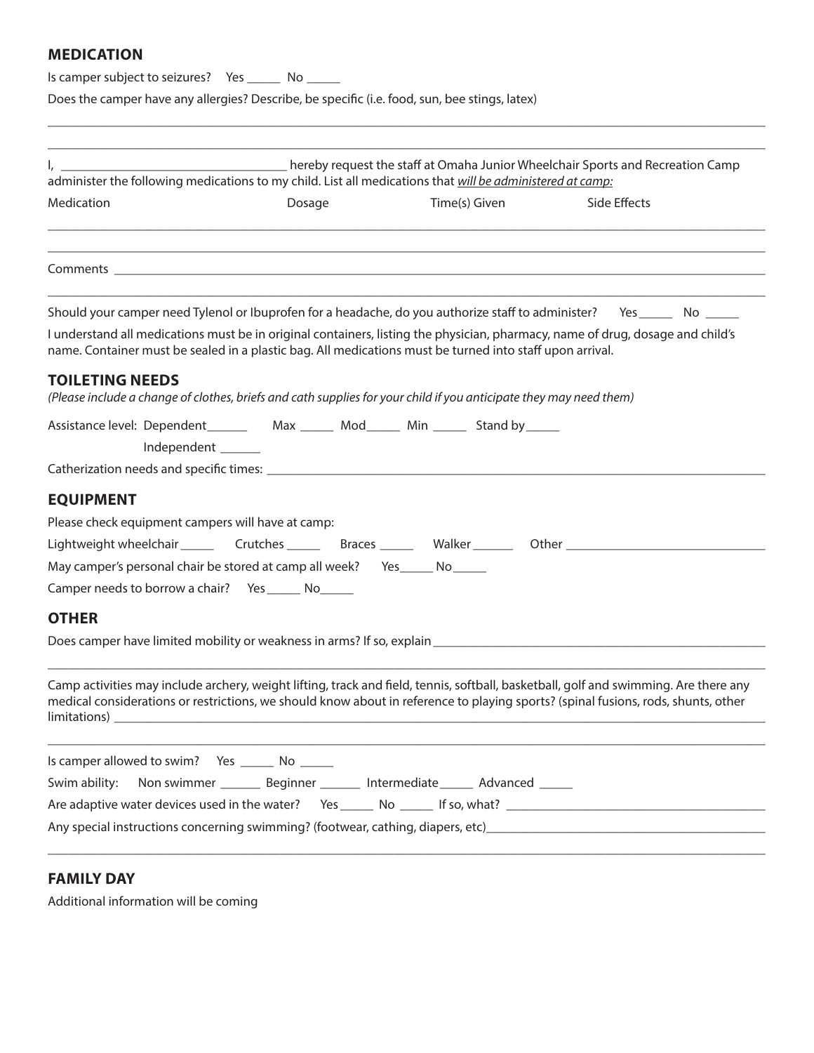## MEDICATION

Is camper subject to seizures? Yes _____ No _____

Does the camper have any allergies? Describe, be specific (i.e. food, sun, bee stings, latex)

_______________________________________________________________________________________________

_______________________________________________________________________________________________

I, _________________________________ hereby request the staff at Omaha Junior Wheelchair Sports and Recreation Camp administer the following medications to my child. List all medications that *will be administered at camp:*

| Medication | Dosage | Time(s) Given | Side Effects |
|---|---|---|---|
| | | | |
| | | | |

Comments ______________________________________________________________________________________

_______________________________________________________________________________________________

Should your camper need Tylenol or Ibuprofen for a headache, do you authorize staff to administer? Yes _____ No _____

I understand all medications must be in original containers, listing the physician, pharmacy, name of drug, dosage and child's name. Container must be sealed in a plastic bag. All medications must be turned into staff upon arrival.

## TOILETING NEEDS

*(Please include a change of clothes, briefs and cath supplies for your child if you anticipate they may need them)*

Assistance level: Dependent______ Max _____ Mod_____ Min _____ Stand by_____

Independent ______

Catherization needs and specific times: ___________________________________________________________

## EQUIPMENT

Please check equipment campers will have at camp:

Lightweight wheelchair _____ Crutches _____ Braces _____ Walker ______ Other _______________________

May camper's personal chair be stored at camp all week? Yes_____ No_____

Camper needs to borrow a chair? Yes _____ No_____

## OTHER

Does camper have limited mobility or weakness in arms? If so, explain ________________________________

_______________________________________________________________________________________________

Camp activities may include archery, weight lifting, track and field, tennis, softball, basketball, golf and swimming. Are there any medical considerations or restrictions, we should know about in reference to playing sports? (spinal fusions, rods, shunts, other limitations) ___________________________________________________________________________

_______________________________________________________________________________________________

Is camper allowed to swim? Yes _____ No _____

Swim ability: Non swimmer ______ Beginner ______ Intermediate _____ Advanced _____

Are adaptive water devices used in the water? Yes _____ No _____ If so, what? ______________________

Any special instructions concerning swimming? (footwear, cathing, diapers, etc)________________________

_______________________________________________________________________________________________

## FAMILY DAY

Additional information will be coming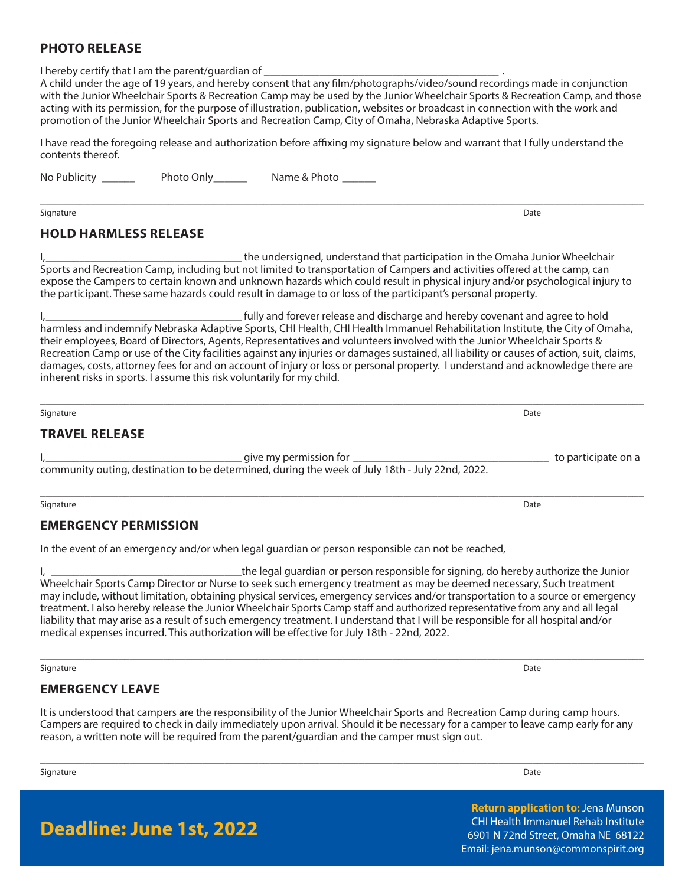## PHOTO RELEASE

I hereby certify that I am the parent/guardian of ___________________________________________ .
A child under the age of 19 years, and hereby consent that any film/photographs/video/sound recordings made in conjunction with the Junior Wheelchair Sports & Recreation Camp may be used by the Junior Wheelchair Sports & Recreation Camp, and those acting with its permission, for the purpose of illustration, publication, websites or broadcast in connection with the work and promotion of the Junior Wheelchair Sports and Recreation Camp, City of Omaha, Nebraska Adaptive Sports.

I have read the foregoing release and authorization before affixing my signature below and warrant that I fully understand the contents thereof.

No Publicity ______ Photo Only______ Name & Photo ______

________________________________________________________________________________________________

Signature Date

## HOLD HARMLESS RELEASE

I,___________________________________ the undersigned, understand that participation in the Omaha Junior Wheelchair Sports and Recreation Camp, including but not limited to transportation of Campers and activities offered at the camp, can expose the Campers to certain known and unknown hazards which could result in physical injury and/or psychological injury to the participant. These same hazards could result in damage to or loss of the participant's personal property.

I,___________________________________ fully and forever release and discharge and hereby covenant and agree to hold harmless and indemnify Nebraska Adaptive Sports, CHI Health, CHI Health Immanuel Rehabilitation Institute, the City of Omaha, their employees, Board of Directors, Agents, Representatives and volunteers involved with the Junior Wheelchair Sports & Recreation Camp or use of the City facilities against any injuries or damages sustained, all liability or causes of action, suit, claims, damages, costs, attorney fees for and on account of injury or loss or personal property. I understand and acknowledge there are inherent risks in sports. I assume this risk voluntarily for my child.

________________________________________________________________________________________________

Signature Date

## TRAVEL RELEASE

I,___________________________________ give my permission for ___________________________________ to participate on a community outing, destination to be determined, during the week of July 18th - July 22nd, 2022.

________________________________________________________________________________________________

Signature Date

## EMERGENCY PERMISSION

In the event of an emergency and/or when legal guardian or person responsible can not be reached,

I, ___________________________________the legal guardian or person responsible for signing, do hereby authorize the Junior Wheelchair Sports Camp Director or Nurse to seek such emergency treatment as may be deemed necessary, Such treatment may include, without limitation, obtaining physical services, emergency services and/or transportation to a source or emergency treatment. I also hereby release the Junior Wheelchair Sports Camp staff and authorized representative from any and all legal liability that may arise as a result of such emergency treatment. I understand that I will be responsible for all hospital and/or medical expenses incurred. This authorization will be effective for July 18th - 22nd, 2022.

________________________________________________________________________________________________

Signature Date

## EMERGENCY LEAVE

It is understood that campers are the responsibility of the Junior Wheelchair Sports and Recreation Camp during camp hours. Campers are required to check in daily immediately upon arrival. Should it be necessary for a camper to leave camp early for any reason, a written note will be required from the parent/guardian and the camper must sign out.

________________________________________________________________________________________________

Signature Date

**Deadline: June 1st, 2022**

**Return application to:** Jena Munson
CHI Health Immanuel Rehab Institute
6901 N 72nd Street, Omaha NE 68122
Email: jena.munson@commonspirit.org